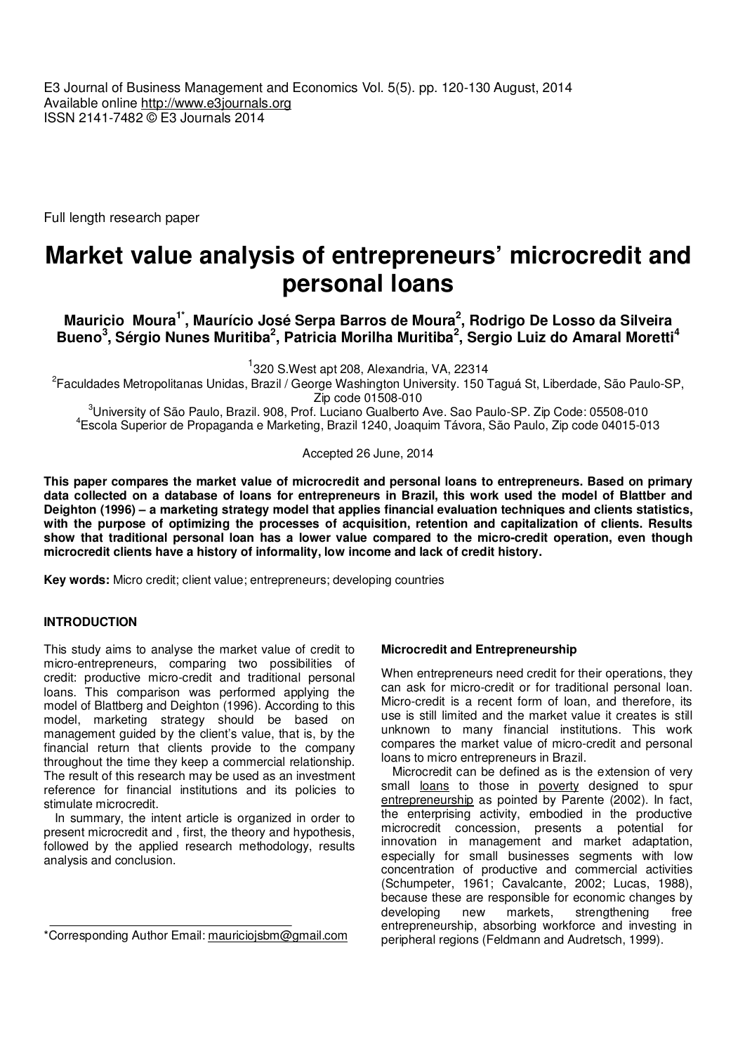Full length research paper

# Market value analysis of entrepreneurs' microcredit and personal loans

**Mauricio Moura[1*], Maurício José Serpa Barros de Moura[2], Rodrigo De Losso da Silveira Bueno[3], Sérgio Nunes Muritiba[2], Patricia Morilha Muritiba[2], Sergio Luiz do Amaral Moretti[4]**

[1]320 S.West apt 208, Alexandria, VA, 22314

[2]Faculdades Metropolitanas Unidas, Brazil / George Washington University. 150 Taguá St, Liberdade, São Paulo-SP, Zip code 01508-010

[3]University of São Paulo, Brazil. 908, Prof. Luciano Gualberto Ave. Sao Paulo-SP. Zip Code: 05508-010

[4]Escola Superior de Propaganda e Marketing, Brazil 1240, Joaquim Távora, São Paulo, Zip code 04015-013

Accepted 26 June, 2014

**This paper compares the market value of microcredit and personal loans to entrepreneurs. Based on primary data collected on a database of loans for entrepreneurs in Brazil, this work used the model of Blattber and Deighton (1996) – a marketing strategy model that applies financial evaluation techniques and clients statistics, with the purpose of optimizing the processes of acquisition, retention and capitalization of clients. Results show that traditional personal loan has a lower value compared to the micro-credit operation, even though microcredit clients have a history of informality, low income and lack of credit history.**

**Key words:** Micro credit; client value; entrepreneurs; developing countries

## INTRODUCTION

This study aims to analyse the market value of credit to micro-entrepreneurs, comparing two possibilities of credit: productive micro-credit and traditional personal loans. This comparison was performed applying the model of Blattberg and Deighton (1996). According to this model, marketing strategy should be based on management guided by the client's value, that is, by the financial return that clients provide to the company throughout the time they keep a commercial relationship. The result of this research may be used as an investment reference for financial institutions and its policies to stimulate microcredit.

In summary, the intent article is organized in order to present microcredit and , first, the theory and hypothesis, followed by the applied research methodology, results analysis and conclusion.

### Microcredit and Entrepreneurship

When entrepreneurs need credit for their operations, they can ask for micro-credit or for traditional personal loan. Micro-credit is a recent form of loan, and therefore, its use is still limited and the market value it creates is still unknown to many financial institutions. This work compares the market value of micro-credit and personal loans to micro entrepreneurs in Brazil.

Microcredit can be defined as is the extension of very small loans to those in poverty designed to spur entrepreneurship as pointed by Parente (2002). In fact, the enterprising activity, embodied in the productive microcredit concession, presents a potential for innovation in management and market adaptation, especially for small businesses segments with low concentration of productive and commercial activities (Schumpeter, 1961; Cavalcante, 2002; Lucas, 1988), because these are responsible for economic changes by developing new markets, strengthening free entrepreneurship, absorbing workforce and investing in peripheral regions (Feldmann and Audretsch, 1999).

*Corresponding Author Email: mauriciojsbm@gmail.com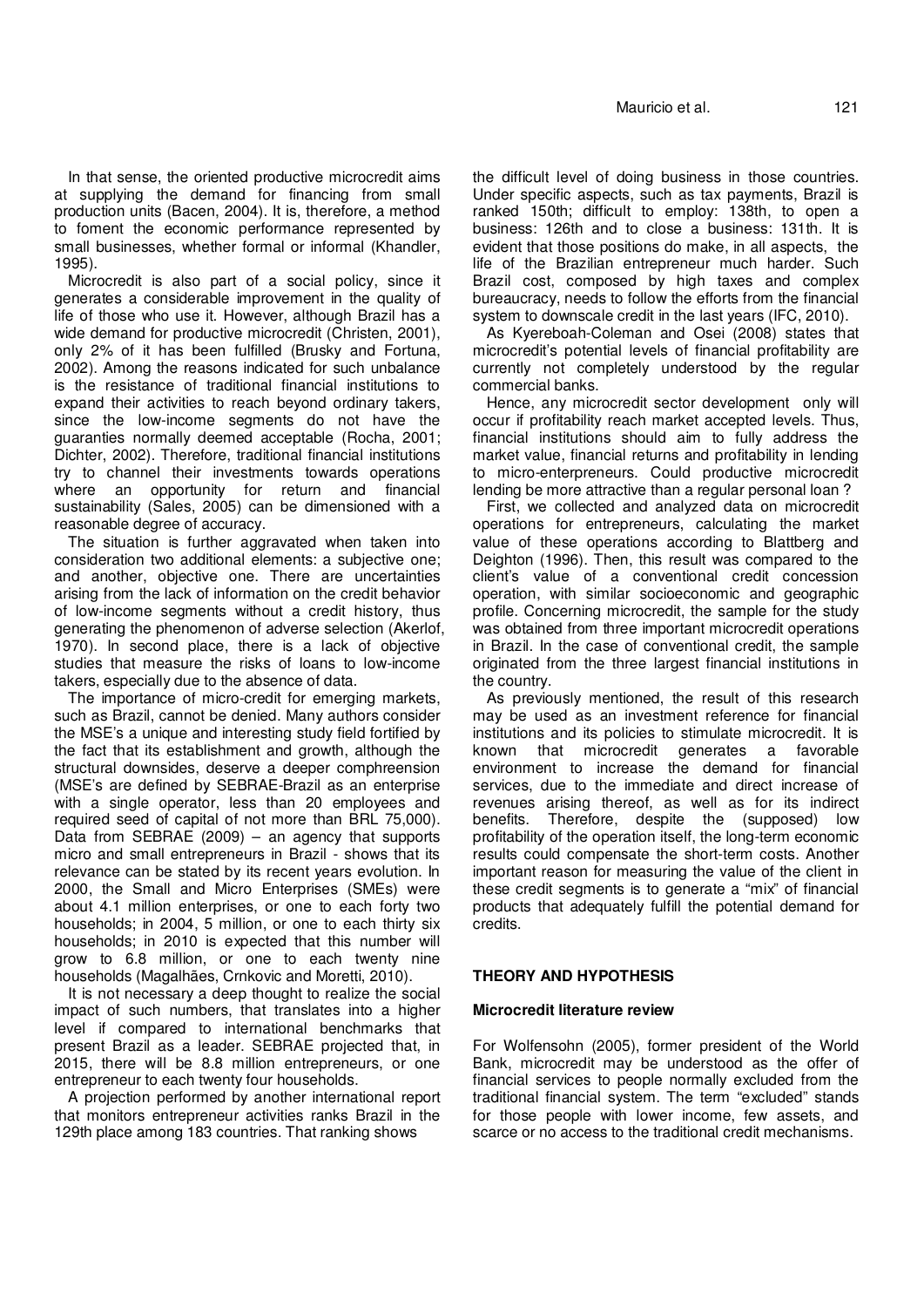In that sense, the oriented productive microcredit aims at supplying the demand for financing from small production units (Bacen, 2004). It is, therefore, a method to foment the economic performance represented by small businesses, whether formal or informal (Khandler, 1995).

Microcredit is also part of a social policy, since it generates a considerable improvement in the quality of life of those who use it. However, although Brazil has a wide demand for productive microcredit (Christen, 2001), only 2% of it has been fulfilled (Brusky and Fortuna, 2002). Among the reasons indicated for such unbalance is the resistance of traditional financial institutions to expand their activities to reach beyond ordinary takers, since the low-income segments do not have the guaranties normally deemed acceptable (Rocha, 2001; Dichter, 2002). Therefore, traditional financial institutions try to channel their investments towards operations where an opportunity for return and financial sustainability (Sales, 2005) can be dimensioned with a reasonable degree of accuracy.

The situation is further aggravated when taken into consideration two additional elements: a subjective one; and another, objective one. There are uncertainties arising from the lack of information on the credit behavior of low-income segments without a credit history, thus generating the phenomenon of adverse selection (Akerlof, 1970). In second place, there is a lack of objective studies that measure the risks of loans to low-income takers, especially due to the absence of data.

The importance of micro-credit for emerging markets, such as Brazil, cannot be denied. Many authors consider the MSE's a unique and interesting study field fortified by the fact that its establishment and growth, although the structural downsides, deserve a deeper comphreension (MSE's are defined by SEBRAE-Brazil as an enterprise with a single operator, less than 20 employees and required seed of capital of not more than BRL 75,000). Data from SEBRAE (2009) – an agency that supports micro and small entrepreneurs in Brazil - shows that its relevance can be stated by its recent years evolution. In 2000, the Small and Micro Enterprises (SMEs) were about 4.1 million enterprises, or one to each forty two households; in 2004, 5 million, or one to each thirty six households; in 2010 is expected that this number will grow to 6.8 million, or one to each twenty nine households (Magalhães, Crnkovic and Moretti, 2010).

It is not necessary a deep thought to realize the social impact of such numbers, that translates into a higher level if compared to international benchmarks that present Brazil as a leader. SEBRAE projected that, in 2015, there will be 8.8 million entrepreneurs, or one entrepreneur to each twenty four households.

A projection performed by another international report that monitors entrepreneur activities ranks Brazil in the 129th place among 183 countries. That ranking shows the difficult level of doing business in those countries. Under specific aspects, such as tax payments, Brazil is ranked 150th; difficult to employ: 138th, to open a business: 126th and to close a business: 131th. It is evident that those positions do make, in all aspects, the life of the Brazilian entrepreneur much harder. Such Brazil cost, composed by high taxes and complex bureaucracy, needs to follow the efforts from the financial system to downscale credit in the last years (IFC, 2010).

As Kyereboah-Coleman and Osei (2008) states that microcredit's potential levels of financial profitability are currently not completely understood by the regular commercial banks.

Hence, any microcredit sector development only will occur if profitability reach market accepted levels. Thus, financial institutions should aim to fully address the market value, financial returns and profitability in lending to micro-enterpreneurs. Could productive microcredit lending be more attractive than a regular personal loan ?

First, we collected and analyzed data on microcredit operations for entrepreneurs, calculating the market value of these operations according to Blattberg and Deighton (1996). Then, this result was compared to the client's value of a conventional credit concession operation, with similar socioeconomic and geographic profile. Concerning microcredit, the sample for the study was obtained from three important microcredit operations in Brazil. In the case of conventional credit, the sample originated from the three largest financial institutions in the country.

As previously mentioned, the result of this research may be used as an investment reference for financial institutions and its policies to stimulate microcredit. It is known that microcredit generates a favorable environment to increase the demand for financial services, due to the immediate and direct increase of revenues arising thereof, as well as for its indirect benefits. Therefore, despite the (supposed) low profitability of the operation itself, the long-term economic results could compensate the short-term costs. Another important reason for measuring the value of the client in these credit segments is to generate a "mix" of financial products that adequately fulfill the potential demand for credits.

## THEORY AND HYPOTHESIS

### Microcredit literature review

For Wolfensohn (2005), former president of the World Bank, microcredit may be understood as the offer of financial services to people normally excluded from the traditional financial system. The term "excluded" stands for those people with lower income, few assets, and scarce or no access to the traditional credit mechanisms.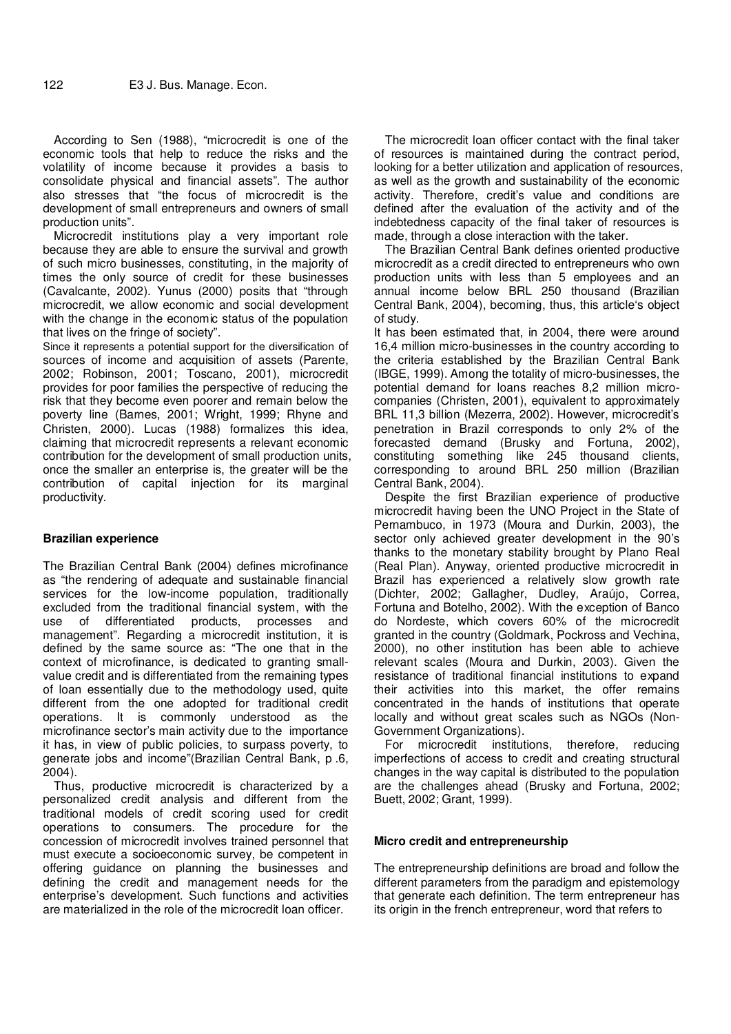According to Sen (1988), "microcredit is one of the economic tools that help to reduce the risks and the volatility of income because it provides a basis to consolidate physical and financial assets". The author also stresses that "the focus of microcredit is the development of small entrepreneurs and owners of small production units".

Microcredit institutions play a very important role because they are able to ensure the survival and growth of such micro businesses, constituting, in the majority of times the only source of credit for these businesses (Cavalcante, 2002). Yunus (2000) posits that "through microcredit, we allow economic and social development with the change in the economic status of the population that lives on the fringe of society".

Since it represents a potential support for the diversification of sources of income and acquisition of assets (Parente, 2002; Robinson, 2001; Toscano, 2001), microcredit provides for poor families the perspective of reducing the risk that they become even poorer and remain below the poverty line (Barnes, 2001; Wright, 1999; Rhyne and Christen, 2000). Lucas (1988) formalizes this idea, claiming that microcredit represents a relevant economic contribution for the development of small production units, once the smaller an enterprise is, the greater will be the contribution of capital injection for its marginal productivity.

## Brazilian experience

The Brazilian Central Bank (2004) defines microfinance as "the rendering of adequate and sustainable financial services for the low-income population, traditionally excluded from the traditional financial system, with the use of differentiated products, processes and management". Regarding a microcredit institution, it is defined by the same source as: "The one that in the context of microfinance, is dedicated to granting small-value credit and is differentiated from the remaining types of loan essentially due to the methodology used, quite different from the one adopted for traditional credit operations. It is commonly understood as the microfinance sector's main activity due to the importance it has, in view of public policies, to surpass poverty, to generate jobs and income"(Brazilian Central Bank, p .6, 2004).

Thus, productive microcredit is characterized by a personalized credit analysis and different from the traditional models of credit scoring used for credit operations to consumers. The procedure for the concession of microcredit involves trained personnel that must execute a socioeconomic survey, be competent in offering guidance on planning the businesses and defining the credit and management needs for the enterprise's development. Such functions and activities are materialized in the role of the microcredit loan officer.

The microcredit loan officer contact with the final taker of resources is maintained during the contract period, looking for a better utilization and application of resources, as well as the growth and sustainability of the economic activity. Therefore, credit's value and conditions are defined after the evaluation of the activity and of the indebtedness capacity of the final taker of resources is made, through a close interaction with the taker.

The Brazilian Central Bank defines oriented productive microcredit as a credit directed to entrepreneurs who own production units with less than 5 employees and an annual income below BRL 250 thousand (Brazilian Central Bank, 2004), becoming, thus, this article's object of study.

It has been estimated that, in 2004, there were around 16,4 million micro-businesses in the country according to the criteria established by the Brazilian Central Bank (IBGE, 1999). Among the totality of micro-businesses, the potential demand for loans reaches 8,2 million micro-companies (Christen, 2001), equivalent to approximately BRL 11,3 billion (Mezerra, 2002). However, microcredit's penetration in Brazil corresponds to only 2% of the forecasted demand (Brusky and Fortuna, 2002), constituting something like 245 thousand clients, corresponding to around BRL 250 million (Brazilian Central Bank, 2004).

Despite the first Brazilian experience of productive microcredit having been the UNO Project in the State of Pernambuco, in 1973 (Moura and Durkin, 2003), the sector only achieved greater development in the 90's thanks to the monetary stability brought by Plano Real (Real Plan). Anyway, oriented productive microcredit in Brazil has experienced a relatively slow growth rate (Dichter, 2002; Gallagher, Dudley, Araújo, Correa, Fortuna and Botelho, 2002). With the exception of Banco do Nordeste, which covers 60% of the microcredit granted in the country (Goldmark, Pockross and Vechina, 2000), no other institution has been able to achieve relevant scales (Moura and Durkin, 2003). Given the resistance of traditional financial institutions to expand their activities into this market, the offer remains concentrated in the hands of institutions that operate locally and without great scales such as NGOs (Non-Government Organizations).

For microcredit institutions, therefore, reducing imperfections of access to credit and creating structural changes in the way capital is distributed to the population are the challenges ahead (Brusky and Fortuna, 2002; Buett, 2002; Grant, 1999).

## Micro credit and entrepreneurship

The entrepreneurship definitions are broad and follow the different parameters from the paradigm and epistemology that generate each definition. The term entrepreneur has its origin in the french entrepreneur, word that refers to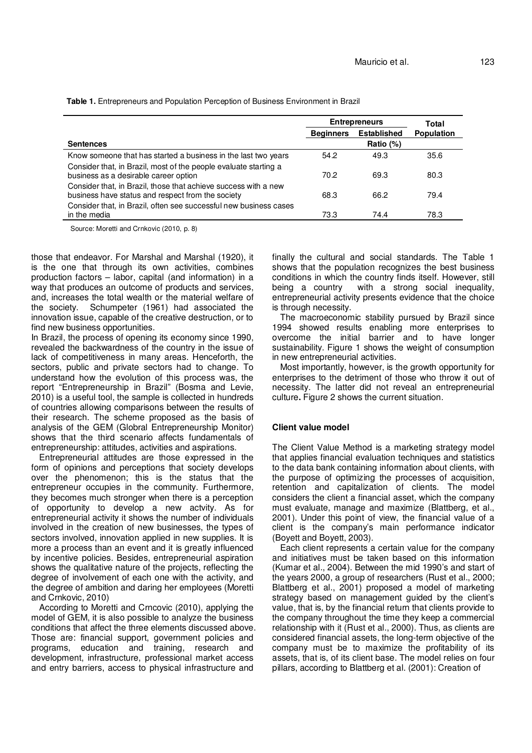**Table 1.** Entrepreneurs and Population Perception of Business Environment in Brazil

| Sentences | Entrepreneurs | | Total Population |
|---|---|---|---|
| | Beginners | Established | |
| | Ratio (%) | | |
| Know someone that has started a business in the last two years | 54.2 | 49.3 | 35.6 |
| Consider that, in Brazil, most of the people evaluate starting a business as a desirable career option | 70.2 | 69.3 | 80.3 |
| Consider that, in Brazil, those that achieve success with a new business have status and respect from the society | 68.3 | 66.2 | 79.4 |
| Consider that, in Brazil, often see successful new business cases in the media | 73.3 | 74.4 | 78.3 |

Source: Moretti and Crnkovic (2010, p. 8)

those that endeavor. For Marshal and Marshal (1920), it is the one that through its own activities, combines production factors – labor, capital (and information) in a way that produces an outcome of products and services, and, increases the total wealth or the material welfare of the society. Schumpeter (1961) had associated the innovation issue, capable of the creative destruction, or to find new business opportunities.

In Brazil, the process of opening its economy since 1990, revealed the backwardness of the country in the issue of lack of competitiveness in many areas. Henceforth, the sectors, public and private sectors had to change. To understand how the evolution of this process was, the report "Entrepreneurship in Brazil" (Bosma and Levie, 2010) is a useful tool, the sample is collected in hundreds of countries allowing comparisons between the results of their research. The scheme proposed as the basis of analysis of the GEM (Global Entrepreneurship Monitor) shows that the third scenario affects fundamentals of entrepreneurship: attitudes, activities and aspirations.

Entrepreneurial attitudes are those expressed in the form of opinions and perceptions that society develops over the phenomenon; this is the status that the entrepreneur occupies in the community. Furthermore, they becomes much stronger when there is a perception of opportunity to develop a new actvity. As for entrepreneurial activity it shows the number of individuals involved in the creation of new businesses, the types of sectors involved, innovation applied in new supplies. It is more a process than an event and it is greatly influenced by incentive policies. Besides, entrepreneurial aspiration shows the qualitative nature of the projects, reflecting the degree of involvement of each one with the activity, and the degree of ambition and daring her employees (Moretti and Crnkovic, 2010)

According to Moretti and Crncovic (2010), applying the model of GEM, it is also possible to analyze the business conditions that affect the three elements discussed above. Those are: financial support, government policies and programs, education and training, research and development, infrastructure, professional market access and entry barriers, access to physical infrastructure and finally the cultural and social standards. The Table 1 shows that the population recognizes the best business conditions in which the country finds itself. However, still being a country with a strong social inequality, entrepreneurial activity presents evidence that the choice is through necessity.

The macroeconomic stability pursued by Brazil since 1994 showed results enabling more enterprises to overcome the initial barrier and to have longer sustainability. Figure 1 shows the weight of consumption in new entrepreneurial activities.

Most importantly, however, is the growth opportunity for enterprises to the detriment of those who throw it out of necessity. The latter did not reveal an entrepreneurial culture**.** Figure 2 shows the current situation.

### Client value model

The Client Value Method is a marketing strategy model that applies financial evaluation techniques and statistics to the data bank containing information about clients, with the purpose of optimizing the processes of acquisition, retention and capitalization of clients. The model considers the client a financial asset, which the company must evaluate, manage and maximize (Blattberg, et al., 2001). Under this point of view, the financial value of a client is the company's main performance indicator (Boyett and Boyett, 2003).

Each client represents a certain value for the company and initiatives must be taken based on this information (Kumar et al., 2004). Between the mid 1990's and start of the years 2000, a group of researchers (Rust et al., 2000; Blattberg et al., 2001) proposed a model of marketing strategy based on management guided by the client's value, that is, by the financial return that clients provide to the company throughout the time they keep a commercial relationship with it (Rust et al., 2000). Thus, as clients are considered financial assets, the long-term objective of the company must be to maximize the profitability of its assets, that is, of its client base. The model relies on four pillars, according to Blattberg et al. (2001): Creation of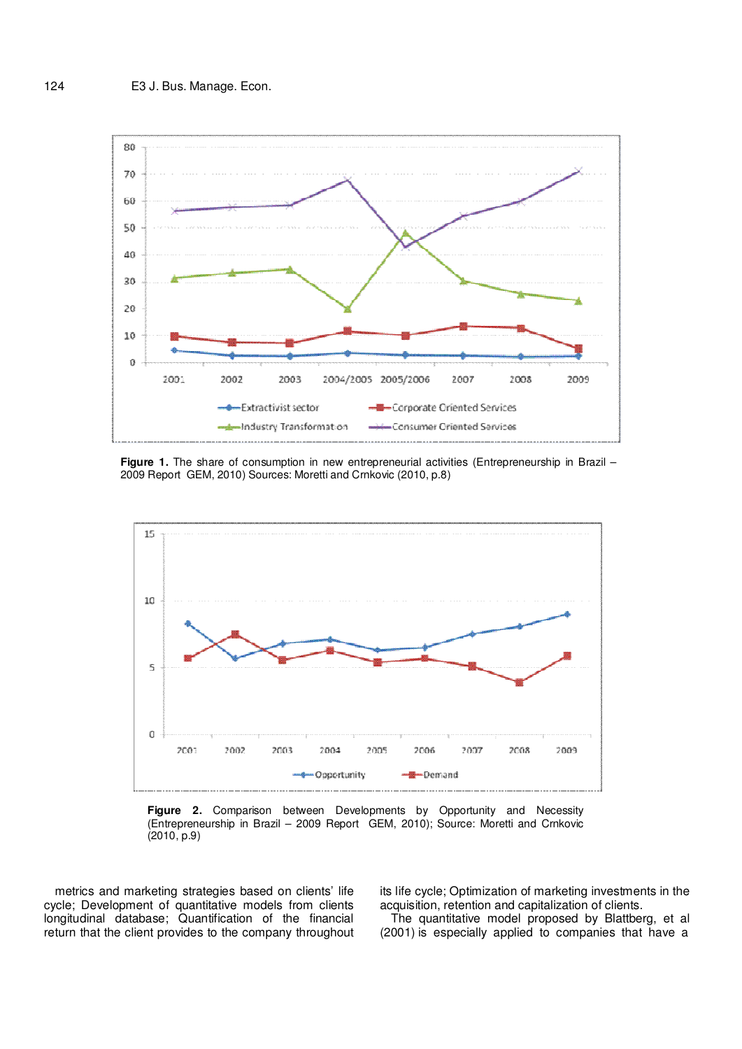Figure 1. The share of consumption in new entrepreneurial activities (Entrepreneurship in Brazil – 2009 Report GEM, 2010) Sources: Moretti and Crnkovic (2010, p.8)

Figure 2. Comparison between Developments by Opportunity and Necessity (Entrepreneurship in Brazil – 2009 Report GEM, 2010); Source: Moretti and Crnkovic (2010, p.9)

metrics and marketing strategies based on clients' life cycle; Development of quantitative models from clients longitudinal database; Quantification of the financial return that the client provides to the company throughout its life cycle; Optimization of marketing investments in the acquisition, retention and capitalization of clients.

The quantitative model proposed by Blattberg, et al (2001) is especially applied to companies that have a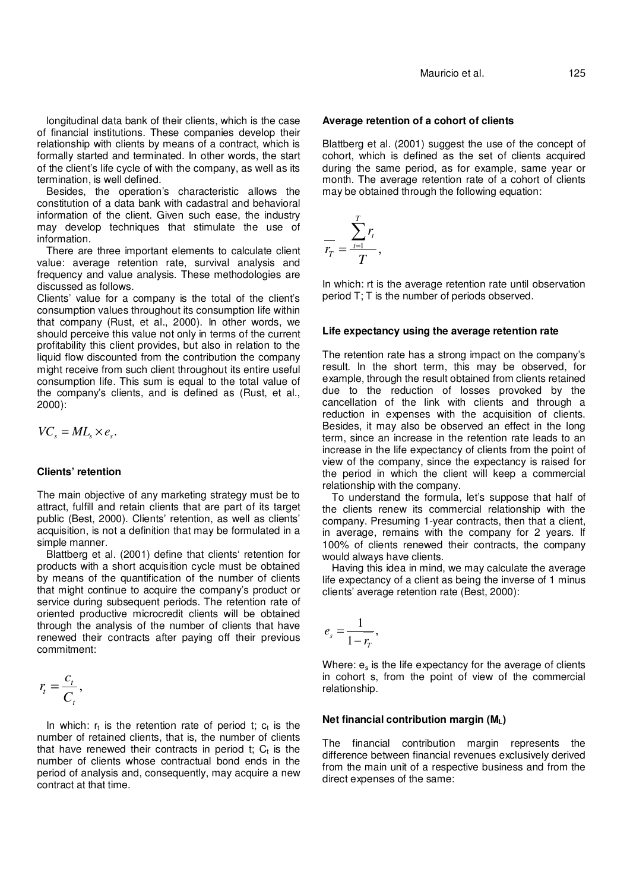longitudinal data bank of their clients, which is the case of financial institutions. These companies develop their relationship with clients by means of a contract, which is formally started and terminated. In other words, the start of the client's life cycle of with the company, as well as its termination, is well defined.

Besides, the operation's characteristic allows the constitution of a data bank with cadastral and behavioral information of the client. Given such ease, the industry may develop techniques that stimulate the use of information.

There are three important elements to calculate client value: average retention rate, survival analysis and frequency and value analysis. These methodologies are discussed as follows.

Clients' value for a company is the total of the client's consumption values throughout its consumption life within that company (Rust, et al., 2000). In other words, we should perceive this value not only in terms of the current profitability this client provides, but also in relation to the liquid flow discounted from the contribution the company might receive from such client throughout its entire useful consumption life. This sum is equal to the total value of the company's clients, and is defined as (Rust, et al., 2000):

$$VC_s = ML_s \times e_s.$$

### Clients' retention

The main objective of any marketing strategy must be to attract, fulfill and retain clients that are part of its target public (Best, 2000). Clients' retention, as well as clients' acquisition, is not a definition that may be formulated in a simple manner.

Blattberg et al. (2001) define that clients' retention for products with a short acquisition cycle must be obtained by means of the quantification of the number of clients that might continue to acquire the company's product or service during subsequent periods. The retention rate of oriented productive microcredit clients will be obtained through the analysis of the number of clients that have renewed their contracts after paying off their previous commitment:

$$r_t = \frac{c_t}{C_t},$$

In which: $r_t$ is the retention rate of period t; $c_t$ is the number of retained clients, that is, the number of clients that have renewed their contracts in period t; $C_t$ is the number of clients whose contractual bond ends in the period of analysis and, consequently, may acquire a new contract at that time.

### Average retention of a cohort of clients

Blattberg et al. (2001) suggest the use of the concept of cohort, which is defined as the set of clients acquired during the same period, as for example, same year or month. The average retention rate of a cohort of clients may be obtained through the following equation:

$$\overline{r_T} = \frac{\sum_{t=1}^{T} r_t}{T},$$

In which: rt is the average retention rate until observation period T; T is the number of periods observed.

### Life expectancy using the average retention rate

The retention rate has a strong impact on the company's result. In the short term, this may be observed, for example, through the result obtained from clients retained due to the reduction of losses provoked by the cancellation of the link with clients and through a reduction in expenses with the acquisition of clients. Besides, it may also be observed an effect in the long term, since an increase in the retention rate leads to an increase in the life expectancy of clients from the point of view of the company, since the expectancy is raised for the period in which the client will keep a commercial relationship with the company.

To understand the formula, let's suppose that half of the clients renew its commercial relationship with the company. Presuming 1-year contracts, then that a client, in average, remains with the company for 2 years. If 100% of clients renewed their contracts, the company would always have clients.

Having this idea in mind, we may calculate the average life expectancy of a client as being the inverse of 1 minus clients' average retention rate (Best, 2000):

$$e_s = \frac{1}{1 - \overline{r_T}},$$

Where: $e_s$ is the life expectancy for the average of clients in cohort s, from the point of view of the commercial relationship.

### Net financial contribution margin ($M_L$)

The financial contribution margin represents the difference between financial revenues exclusively derived from the main unit of a respective business and from the direct expenses of the same: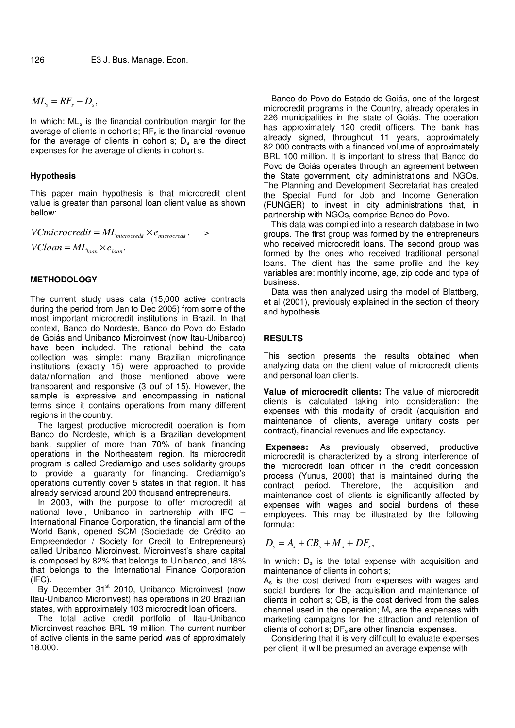$$ML_s = RF_s - D_s,$$

In which: $ML_s$ is the financial contribution margin for the average of clients in cohort s; $RF_s$ is the financial revenue for the average of clients in cohort s; $D_s$ are the direct expenses for the average of clients in cohort s.

### Hypothesis

This paper main hypothesis is that microcredit client value is greater than personal loan client value as shown bellow:

$$VCmicrocredit = ML_{microcredit} \times e_{microcredit}. \quad >$$
$$VCloan = ML_{loan} \times e_{loan}.$$

## METHODOLOGY

The current study uses data (15,000 active contracts during the period from Jan to Dec 2005) from some of the most important microcredit institutions in Brazil. In that context, Banco do Nordeste, Banco do Povo do Estado de Goiás and Unibanco Microinvest (now Itau-Unibanco) have been included. The rational behind the data collection was simple: many Brazilian microfinance institutions (exactly 15) were approached to provide data/information and those mentioned above were transparent and responsive (3 ouf of 15). However, the sample is expressive and encompassing in national terms since it contains operations from many different regions in the country.

The largest productive microcredit operation is from Banco do Nordeste, which is a Brazilian development bank, supplier of more than 70% of bank financing operations in the Northeastern region. Its microcredit program is called Crediamigo and uses solidarity groups to provide a guaranty for financing. Crediamigo's operations currently cover 5 states in that region. It has already serviced around 200 thousand entrepreneurs.

In 2003, with the purpose to offer microcredit at national level, Unibanco in partnership with IFC – International Finance Corporation, the financial arm of the World Bank, opened SCM (Sociedade de Crédito ao Empreendedor / Society for Credit to Entrepreneurs) called Unibanco Microinvest. Microinvest's share capital is composed by 82% that belongs to Unibanco, and 18% that belongs to the International Finance Corporation (IFC).

By December 31st 2010, Unibanco Microinvest (now Itau-Unibanco Microinvest) has operations in 20 Brazilian states, with approximately 103 microcredit loan officers.

The total active credit portfolio of Itau-Unibanco Microinvest reaches BRL 19 million. The current number of active clients in the same period was of approximately 18.000.

Banco do Povo do Estado de Goiás, one of the largest microcredit programs in the Country, already operates in 226 municipalities in the state of Goiás. The operation has approximately 120 credit officers. The bank has already signed, throughout 11 years, approximately 82.000 contracts with a financed volume of approximately BRL 100 million. It is important to stress that Banco do Povo de Goiás operates through an agreement between the State government, city administrations and NGOs. The Planning and Development Secretariat has created the Special Fund for Job and Income Generation (FUNGER) to invest in city administrations that, in partnership with NGOs, comprise Banco do Povo.

This data was compiled into a research database in two groups. The first group was formed by the entrepreneurs who received microcredit loans. The second group was formed by the ones who received traditional personal loans. The client has the same profile and the key variables are: monthly income, age, zip code and type of business.

Data was then analyzed using the model of Blattberg, et al (2001), previously explained in the section of theory and hypothesis.

## RESULTS

This section presents the results obtained when analyzing data on the client value of microcredit clients and personal loan clients.

**Value of microcredit clients:** The value of microcredit clients is calculated taking into consideration: the expenses with this modality of credit (acquisition and maintenance of clients, average unitary costs per contract), financial revenues and life expectancy.

**Expenses:** As previously observed, productive microcredit is characterized by a strong interference of the microcredit loan officer in the credit concession process (Yunus, 2000) that is maintained during the contract period. Therefore, the acquisition and maintenance cost of clients is significantly affected by expenses with wages and social burdens of these employees. This may be illustrated by the following formula:

$$D_s = A_s + CB_s + M_s + DF_s,$$

In which: $D_s$ is the total expense with acquisition and maintenance of clients in cohort s;

$A_s$ is the cost derived from expenses with wages and social burdens for the acquisition and maintenance of clients in cohort s; $CB_s$ is the cost derived from the sales channel used in the operation; $M_s$ are the expenses with marketing campaigns for the attraction and retention of clients of cohort s; $DF_s$ are other financial expenses.

Considering that it is very difficult to evaluate expenses per client, it will be presumed an average expense with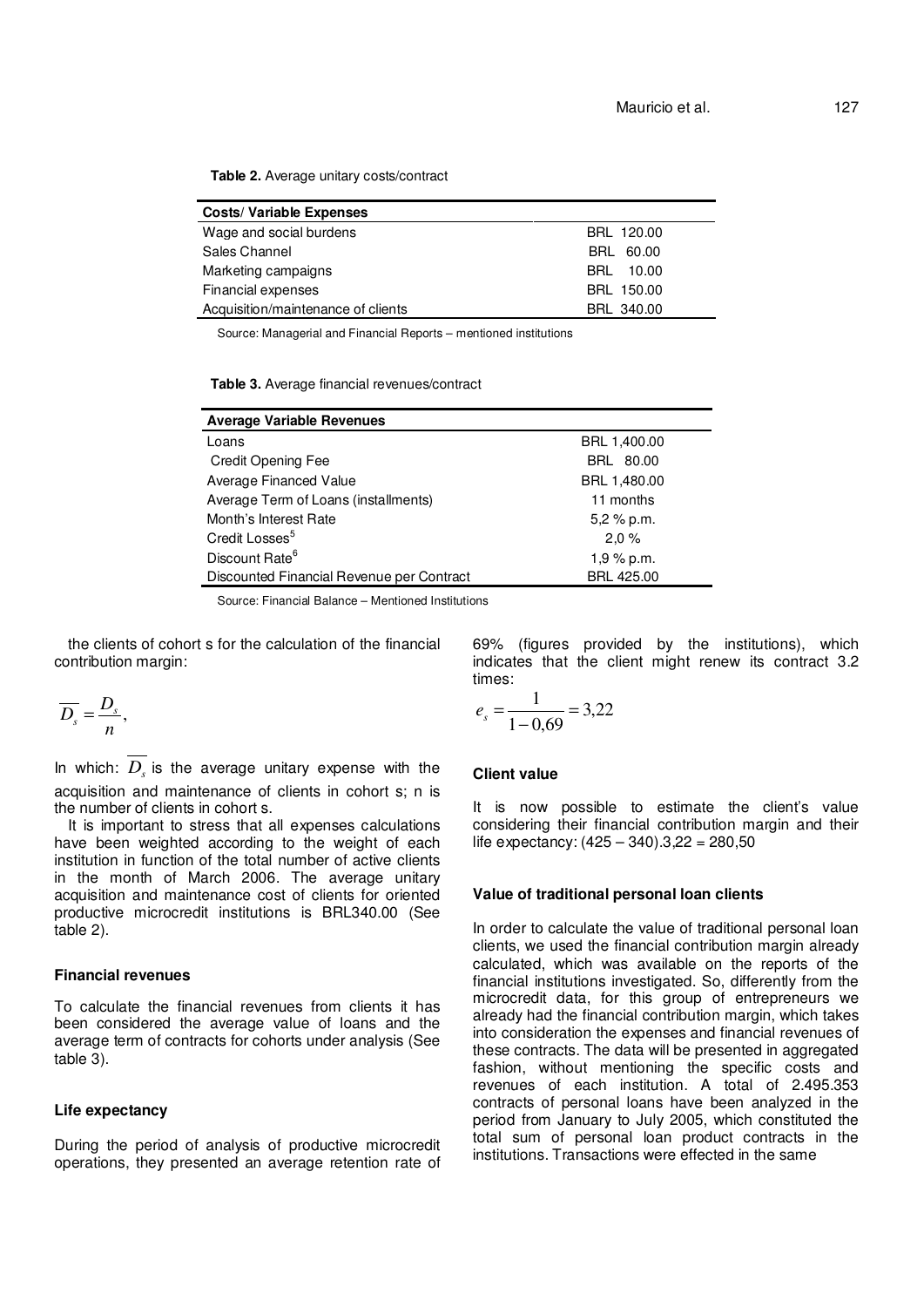**Table 2.** Average unitary costs/contract

| Costs/ Variable Expenses | |
|---|---|
| Wage and social burdens | BRL 120.00 |
| Sales Channel | BRL 60.00 |
| Marketing campaigns | BRL 10.00 |
| Financial expenses | BRL 150.00 |
| Acquisition/maintenance of clients | BRL 340.00 |

Source: Managerial and Financial Reports – mentioned institutions

**Table 3.** Average financial revenues/contract

| Average Variable Revenues | |
|---|---|
| Loans | BRL 1,400.00 |
| Credit Opening Fee | BRL 80.00 |
| Average Financed Value | BRL 1,480.00 |
| Average Term of Loans (installments) | 11 months |
| Month's Interest Rate | 5,2 % p.m. |
| Credit Losses[5] | 2,0 % |
| Discount Rate[6] | 1,9 % p.m. |
| Discounted Financial Revenue per Contract | BRL 425.00 |

Source: Financial Balance – Mentioned Institutions

the clients of cohort s for the calculation of the financial contribution margin:

$$\overline{D_s} = \frac{D_s}{n},$$

In which: $\overline{D_s}$ is the average unitary expense with the acquisition and maintenance of clients in cohort s; n is the number of clients in cohort s.

It is important to stress that all expenses calculations have been weighted according to the weight of each institution in function of the total number of active clients in the month of March 2006. The average unitary acquisition and maintenance cost of clients for oriented productive microcredit institutions is BRL340.00 (See table 2).

### Financial revenues

To calculate the financial revenues from clients it has been considered the average value of loans and the average term of contracts for cohorts under analysis (See table 3).

### Life expectancy

During the period of analysis of productive microcredit operations, they presented an average retention rate of 69% (figures provided by the institutions), which indicates that the client might renew its contract 3.2 times:

$$e_s = \frac{1}{1-0{,}69} = 3{,}22$$

### Client value

It is now possible to estimate the client's value considering their financial contribution margin and their life expectancy: (425 – 340).3,22 = 280,50

### Value of traditional personal loan clients

In order to calculate the value of traditional personal loan clients, we used the financial contribution margin already calculated, which was available on the reports of the financial institutions investigated. So, differently from the microcredit data, for this group of entrepreneurs we already had the financial contribution margin, which takes into consideration the expenses and financial revenues of these contracts. The data will be presented in aggregated fashion, without mentioning the specific costs and revenues of each institution. A total of 2.495.353 contracts of personal loans have been analyzed in the period from January to July 2005, which constituted the total sum of personal loan product contracts in the institutions. Transactions were effected in the same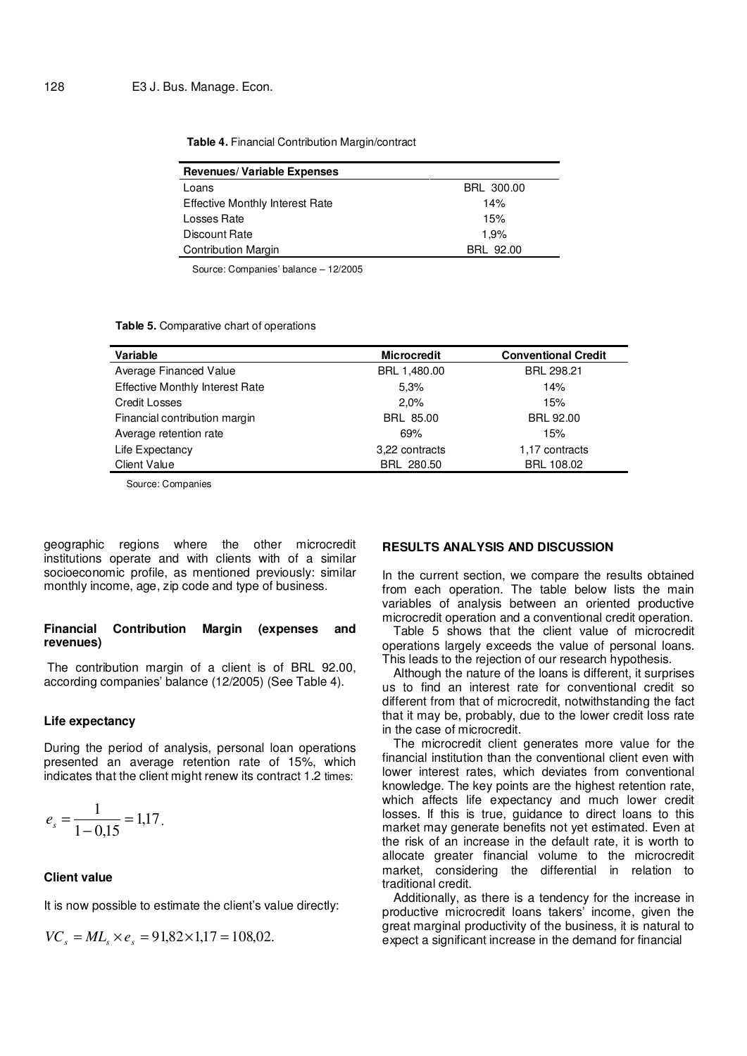**Table 4.** Financial Contribution Margin/contract

| Revenues/ Variable Expenses | |
|---|---|
| Loans | BRL 300.00 |
| Effective Monthly Interest Rate | 14% |
| Losses Rate | 15% |
| Discount Rate | 1,9% |
| Contribution Margin | BRL 92.00 |

Source: Companies' balance – 12/2005

**Table 5.** Comparative chart of operations

| Variable | Microcredit | Conventional Credit |
|---|---|---|
| Average Financed Value | BRL 1,480.00 | BRL 298.21 |
| Effective Monthly Interest Rate | 5,3% | 14% |
| Credit Losses | 2,0% | 15% |
| Financial contribution margin | BRL 85.00 | BRL 92.00 |
| Average retention rate | 69% | 15% |
| Life Expectancy | 3,22 contracts | 1,17 contracts |
| Client Value | BRL 280.50 | BRL 108.02 |

Source: Companies

geographic regions where the other microcredit institutions operate and with clients with of a similar socioeconomic profile, as mentioned previously: similar monthly income, age, zip code and type of business.

### Financial Contribution Margin (expenses and revenues)

The contribution margin of a client is of BRL 92.00, according companies' balance (12/2005) (See Table 4).

### Life expectancy

During the period of analysis, personal loan operations presented an average retention rate of 15%, which indicates that the client might renew its contract 1.2 times:

$$e_s = \frac{1}{1-0{,}15} = 1{,}17.$$

### Client value

It is now possible to estimate the client's value directly:

$$VC_s = ML_s \times e_s = 91{,}82 \times 1{,}17 = 108{,}02.$$

## RESULTS ANALYSIS AND DISCUSSION

In the current section, we compare the results obtained from each operation. The table below lists the main variables of analysis between an oriented productive microcredit operation and a conventional credit operation.

Table 5 shows that the client value of microcredit operations largely exceeds the value of personal loans. This leads to the rejection of our research hypothesis.

Although the nature of the loans is different, it surprises us to find an interest rate for conventional credit so different from that of microcredit, notwithstanding the fact that it may be, probably, due to the lower credit loss rate in the case of microcredit.

The microcredit client generates more value for the financial institution than the conventional client even with lower interest rates, which deviates from conventional knowledge. The key points are the highest retention rate, which affects life expectancy and much lower credit losses. If this is true, guidance to direct loans to this market may generate benefits not yet estimated. Even at the risk of an increase in the default rate, it is worth to allocate greater financial volume to the microcredit market, considering the differential in relation to traditional credit.

Additionally, as there is a tendency for the increase in productive microcredit loans takers' income, given the great marginal productivity of the business, it is natural to expect a significant increase in the demand for financial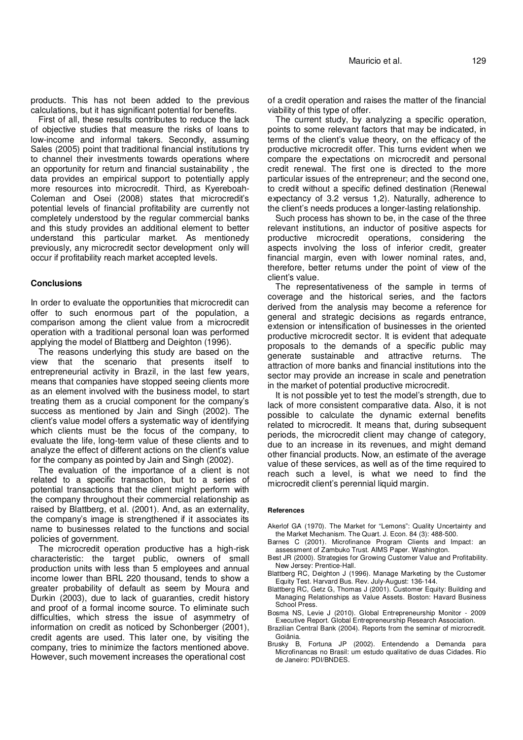products. This has not been added to the previous calculations, but it has significant potential for benefits.

First of all, these results contributes to reduce the lack of objective studies that measure the risks of loans to low-income and informal takers. Secondly, assuming Sales (2005) point that traditional financial institutions try to channel their investments towards operations where an opportunity for return and financial sustainability , the data provides an empirical support to potentially apply more resources into microcredit. Third, as Kyereboah-Coleman and Osei (2008) states that microcredit's potential levels of financial profitability are currently not completely understood by the regular commercial banks and this study provides an additional element to better understand this particular market. As mentionedy previously, any microcredit sector development only will occur if profitability reach market accepted levels.

## Conclusions

In order to evaluate the opportunities that microcredit can offer to such enormous part of the population, a comparison among the client value from a microcredit operation with a traditional personal loan was performed applying the model of Blattberg and Deighton (1996).

The reasons underlying this study are based on the view that the scenario that presents itself to entrepreneurial activity in Brazil, in the last few years, means that companies have stopped seeing clients more as an element involved with the business model, to start treating them as a crucial component for the company's success as mentioned by Jain and Singh (2002). The client's value model offers a systematic way of identifying which clients must be the focus of the company, to evaluate the life, long-term value of these clients and to analyze the effect of different actions on the client's value for the company as pointed by Jain and Singh (2002).

The evaluation of the importance of a client is not related to a specific transaction, but to a series of potential transactions that the client might perform with the company throughout their commercial relationship as raised by Blattberg, et al. (2001). And, as an externality, the company's image is strengthened if it associates its name to businesses related to the functions and social policies of government.

The microcredit operation productive has a high-risk characteristic: the target public, owners of small production units with less than 5 employees and annual income lower than BRL 220 thousand, tends to show a greater probability of default as seem by Moura and Durkin (2003), due to lack of guaranties, credit history and proof of a formal income source. To eliminate such difficulties, which stress the issue of asymmetry of information on credit as noticed by Schonberger (2001), credit agents are used. This later one, by visiting the company, tries to minimize the factors mentioned above. However, such movement increases the operational cost of a credit operation and raises the matter of the financial viability of this type of offer.

The current study, by analyzing a specific operation, points to some relevant factors that may be indicated, in terms of the client's value theory, on the efficacy of the productive microcredit offer. This turns evident when we compare the expectations on microcredit and personal credit renewal. The first one is directed to the more particular issues of the entrepreneur; and the second one, to credit without a specific defined destination (Renewal expectancy of 3.2 versus 1,2). Naturally, adherence to the client's needs produces a longer-lasting relationship.

Such process has shown to be, in the case of the three relevant institutions, an inductor of positive aspects for productive microcredit operations, considering the aspects involving the loss of inferior credit, greater financial margin, even with lower nominal rates, and, therefore, better returns under the point of view of the client's value.

The representativeness of the sample in terms of coverage and the historical series, and the factors derived from the analysis may become a reference for general and strategic decisions as regards entrance, extension or intensification of businesses in the oriented productive microcredit sector. It is evident that adequate proposals to the demands of a specific public may generate sustainable and attractive returns. The attraction of more banks and financial institutions into the sector may provide an increase in scale and penetration in the market of potential productive microcredit.

It is not possible yet to test the model's strength, due to lack of more consistent comparative data. Also, it is not possible to calculate the dynamic external benefits related to microcredit. It means that, during subsequent periods, the microcredit client may change of category, due to an increase in its revenues, and might demand other financial products. Now, an estimate of the average value of these services, as well as of the time required to reach such a level, is what we need to find the microcredit client's perennial liquid margin.

### References

Akerlof GA (1970). The Market for "Lemons": Quality Uncertainty and the Market Mechanism. The Quart. J. Econ. 84 (3): 488-500.

Barnes C (2001). Microfinance Program Clients and Impact: an assessment of Zambuko Trust. AIMS Paper. Washington.

Best JR (2000). Strategies for Growing Customer Value and Profitability. New Jersey: Prentice-Hall.

Blattberg RC, Deighton J (1996). Manage Marketing by the Customer Equity Test. Harvard Bus. Rev. July-August: 136-144.

Blattberg RC, Getz G, Thomas J (2001). Customer Equity: Building and Managing Relationships as Value Assets. Boston: Havard Business School Press.

Bosma NS, Levie J (2010). Global Entrepreneurship Monitor - 2009 Executive Report. Global Entrepreneurship Research Association.

Brazilian Central Bank (2004). Reports from the seminar of microcredit. Goiânia.

Brusky B, Fortuna JP (2002). Entendendo a Demanda para Microfinancas no Brasil: um estudo qualitativo de duas Cidades. Rio de Janeiro: PDI/BNDES.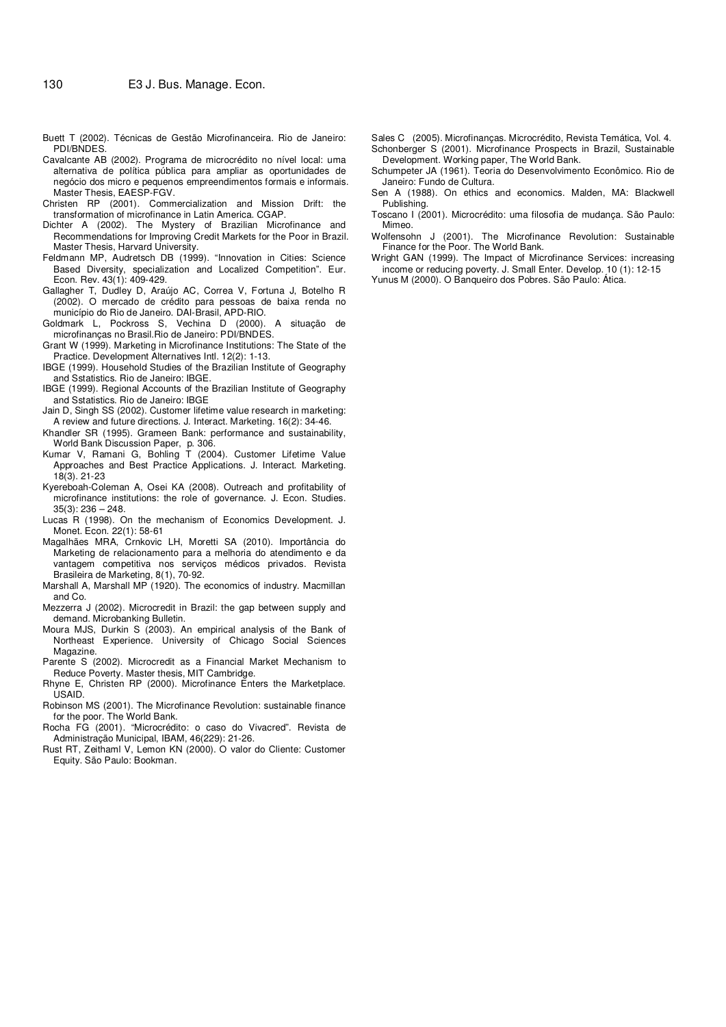Buett T (2002). Técnicas de Gestão Microfinanceira. Rio de Janeiro: PDI/BNDES.

Cavalcante AB (2002). Programa de microcrédito no nível local: uma alternativa de política pública para ampliar as oportunidades de negócio dos micro e pequenos empreendimentos formais e informais. Master Thesis, EAESP-FGV.

Christen RP (2001). Commercialization and Mission Drift: the transformation of microfinance in Latin America. CGAP.

Dichter A (2002). The Mystery of Brazilian Microfinance and Recommendations for Improving Credit Markets for the Poor in Brazil. Master Thesis, Harvard University.

Feldmann MP, Audretsch DB (1999). "Innovation in Cities: Science Based Diversity, specialization and Localized Competition". Eur. Econ. Rev. 43(1): 409-429.

Gallagher T, Dudley D, Araújo AC, Correa V, Fortuna J, Botelho R (2002). O mercado de crédito para pessoas de baixa renda no município do Rio de Janeiro. DAI-Brasil, APD-RIO.

Goldmark L, Pockross S, Vechina D (2000). A situação de microfinanças no Brasil.Rio de Janeiro: PDI/BNDES.

Grant W (1999). Marketing in Microfinance Institutions: The State of the Practice. Development Alternatives Intl. 12(2): 1-13.

IBGE (1999). Household Studies of the Brazilian Institute of Geography and Sstatistics. Rio de Janeiro: IBGE.

IBGE (1999). Regional Accounts of the Brazilian Institute of Geography and Sstatistics. Rio de Janeiro: IBGE

Jain D, Singh SS (2002). Customer lifetime value research in marketing: A review and future directions. J. Interact. Marketing. 16(2): 34-46.

Khandler SR (1995). Grameen Bank: performance and sustainability, World Bank Discussion Paper, p. 306.

Kumar V, Ramani G, Bohling T (2004). Customer Lifetime Value Approaches and Best Practice Applications. J. Interact. Marketing. 18(3). 21-23

Kyereboah-Coleman A, Osei KA (2008). Outreach and profitability of microfinance institutions: the role of governance. J. Econ. Studies. 35(3): 236 – 248.

Lucas R (1998). On the mechanism of Economics Development. J. Monet. Econ. 22(1): 58-61

Magalhães MRA, Crnkovic LH, Moretti SA (2010). Importância do Marketing de relacionamento para a melhoria do atendimento e da vantagem competitiva nos serviços médicos privados. Revista Brasileira de Marketing, 8(1), 70-92.

Marshall A, Marshall MP (1920). The economics of industry. Macmillan and Co.

Mezzerra J (2002). Microcredit in Brazil: the gap between supply and demand. Microbanking Bulletin.

Moura MJS, Durkin S (2003). An empirical analysis of the Bank of Northeast Experience. University of Chicago Social Sciences Magazine.

Parente S (2002). Microcredit as a Financial Market Mechanism to Reduce Poverty. Master thesis, MIT Cambridge.

Rhyne E, Christen RP (2000). Microfinance Enters the Marketplace. USAID.

Robinson MS (2001). The Microfinance Revolution: sustainable finance for the poor. The World Bank.

Rocha FG (2001). "Microcrédito: o caso do Vivacred". Revista de Administração Municipal, IBAM, 46(229): 21-26.

Rust RT, Zeithaml V, Lemon KN (2000). O valor do Cliente: Customer Equity. São Paulo: Bookman.

Sales C (2005). Microfinanças. Microcrédito, Revista Temática, Vol. 4.

Schonberger S (2001). Microfinance Prospects in Brazil, Sustainable Development. Working paper, The World Bank.

Schumpeter JA (1961). Teoria do Desenvolvimento Econômico. Rio de Janeiro: Fundo de Cultura.

Sen A (1988). On ethics and economics. Malden, MA: Blackwell Publishing.

Toscano I (2001). Microcrédito: uma filosofia de mudança. São Paulo: Mimeo.

Wolfensohn J (2001). The Microfinance Revolution: Sustainable Finance for the Poor. The World Bank.

Wright GAN (1999). The Impact of Microfinance Services: increasing income or reducing poverty. J. Small Enter. Develop. 10 (1): 12-15

Yunus M (2000). O Banqueiro dos Pobres. São Paulo: Ática.